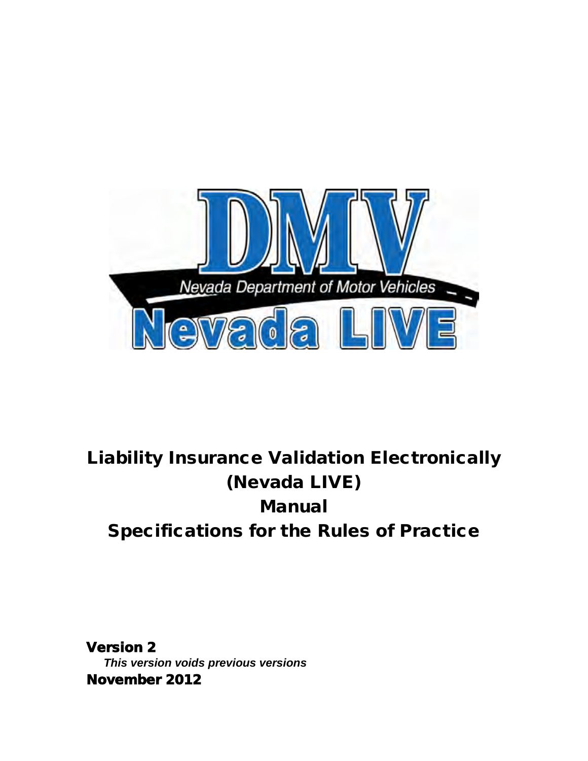DMV

Nevada Department of Motor Vehicles

Nevada LIVE

# Liability Insurance Validation Electronically (Nevada LIVE) Manual Specifications for the Rules of Practice

**Version 2**

***This version voids previous versions***

**November 2012**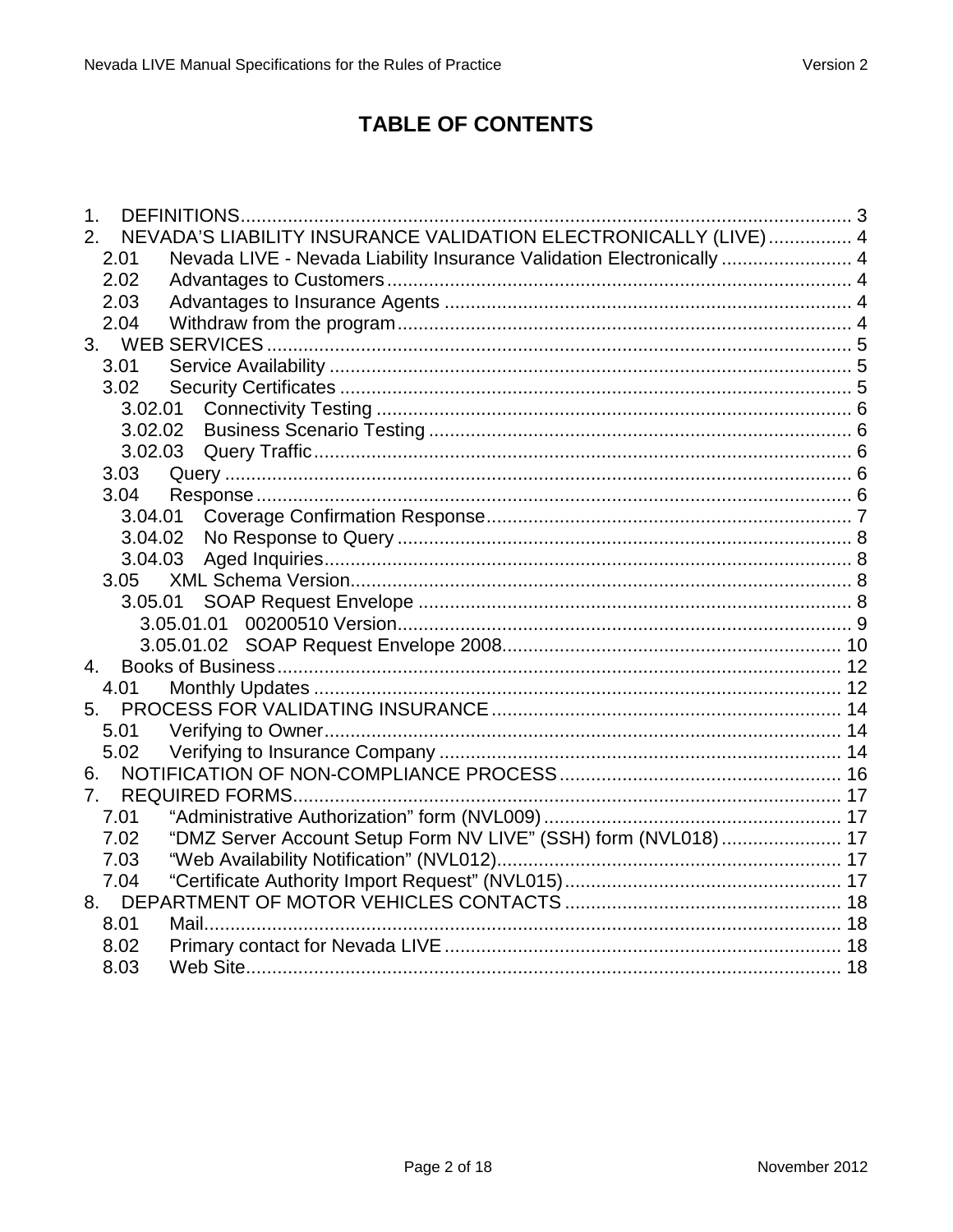# TABLE OF CONTENTS

1. DEFINITIONS .......... 3
2. NEVADA'S LIABILITY INSURANCE VALIDATION ELECTRONICALLY (LIVE) .......... 4
   - 2.01 Nevada LIVE - Nevada Liability Insurance Validation Electronically .......... 4
   - 2.02 Advantages to Customers .......... 4
   - 2.03 Advantages to Insurance Agents .......... 4
   - 2.04 Withdraw from the program .......... 4
3. WEB SERVICES .......... 5
   - 3.01 Service Availability .......... 5
   - 3.02 Security Certificates .......... 5
     - 3.02.01 Connectivity Testing .......... 6
     - 3.02.02 Business Scenario Testing .......... 6
     - 3.02.03 Query Traffic .......... 6
   - 3.03 Query .......... 6
   - 3.04 Response .......... 6
     - 3.04.01 Coverage Confirmation Response .......... 7
     - 3.04.02 No Response to Query .......... 8
     - 3.04.03 Aged Inquiries .......... 8
   - 3.05 XML Schema Version .......... 8
     - 3.05.01 SOAP Request Envelope .......... 8
       - 3.05.01.01 00200510 Version .......... 9
       - 3.05.01.02 SOAP Request Envelope 2008 .......... 10
4. Books of Business .......... 12
   - 4.01 Monthly Updates .......... 12
5. PROCESS FOR VALIDATING INSURANCE .......... 14
   - 5.01 Verifying to Owner .......... 14
   - 5.02 Verifying to Insurance Company .......... 14
6. NOTIFICATION OF NON-COMPLIANCE PROCESS .......... 16
7. REQUIRED FORMS .......... 17
   - 7.01 "Administrative Authorization" form (NVL009) .......... 17
   - 7.02 "DMZ Server Account Setup Form NV LIVE" (SSH) form (NVL018) .......... 17
   - 7.03 "Web Availability Notification" (NVL012) .......... 17
   - 7.04 "Certificate Authority Import Request" (NVL015) .......... 17
8. DEPARTMENT OF MOTOR VEHICLES CONTACTS .......... 18
   - 8.01 Mail .......... 18
   - 8.02 Primary contact for Nevada LIVE .......... 18
   - 8.03 Web Site .......... 18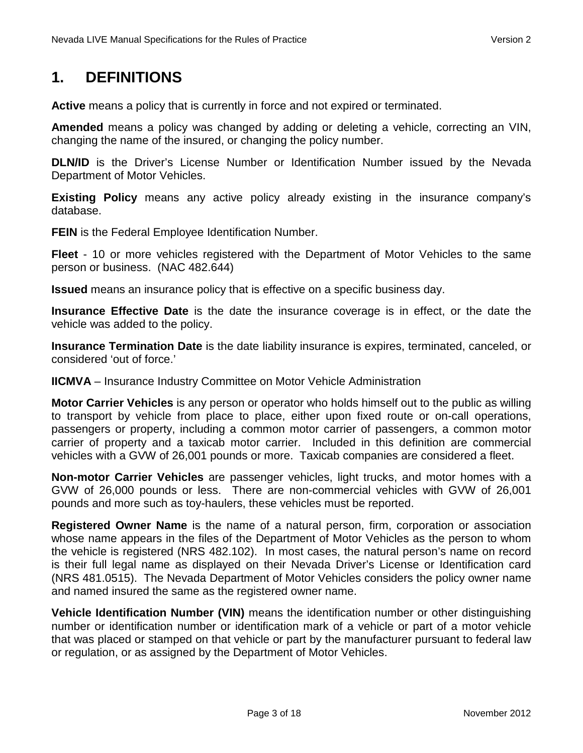# 1. DEFINITIONS

**Active** means a policy that is currently in force and not expired or terminated.

**Amended** means a policy was changed by adding or deleting a vehicle, correcting an VIN, changing the name of the insured, or changing the policy number.

**DLN/ID** is the Driver's License Number or Identification Number issued by the Nevada Department of Motor Vehicles.

**Existing Policy** means any active policy already existing in the insurance company's database.

**FEIN** is the Federal Employee Identification Number.

**Fleet** - 10 or more vehicles registered with the Department of Motor Vehicles to the same person or business. (NAC 482.644)

**Issued** means an insurance policy that is effective on a specific business day.

**Insurance Effective Date** is the date the insurance coverage is in effect, or the date the vehicle was added to the policy.

**Insurance Termination Date** is the date liability insurance is expires, terminated, canceled, or considered 'out of force.'

**IICMVA** – Insurance Industry Committee on Motor Vehicle Administration

**Motor Carrier Vehicles** is any person or operator who holds himself out to the public as willing to transport by vehicle from place to place, either upon fixed route or on-call operations, passengers or property, including a common motor carrier of passengers, a common motor carrier of property and a taxicab motor carrier. Included in this definition are commercial vehicles with a GVW of 26,001 pounds or more. Taxicab companies are considered a fleet.

**Non-motor Carrier Vehicles** are passenger vehicles, light trucks, and motor homes with a GVW of 26,000 pounds or less. There are non-commercial vehicles with GVW of 26,001 pounds and more such as toy-haulers, these vehicles must be reported.

**Registered Owner Name** is the name of a natural person, firm, corporation or association whose name appears in the files of the Department of Motor Vehicles as the person to whom the vehicle is registered (NRS 482.102). In most cases, the natural person's name on record is their full legal name as displayed on their Nevada Driver's License or Identification card (NRS 481.0515). The Nevada Department of Motor Vehicles considers the policy owner name and named insured the same as the registered owner name.

**Vehicle Identification Number (VIN)** means the identification number or other distinguishing number or identification number or identification mark of a vehicle or part of a motor vehicle that was placed or stamped on that vehicle or part by the manufacturer pursuant to federal law or regulation, or as assigned by the Department of Motor Vehicles.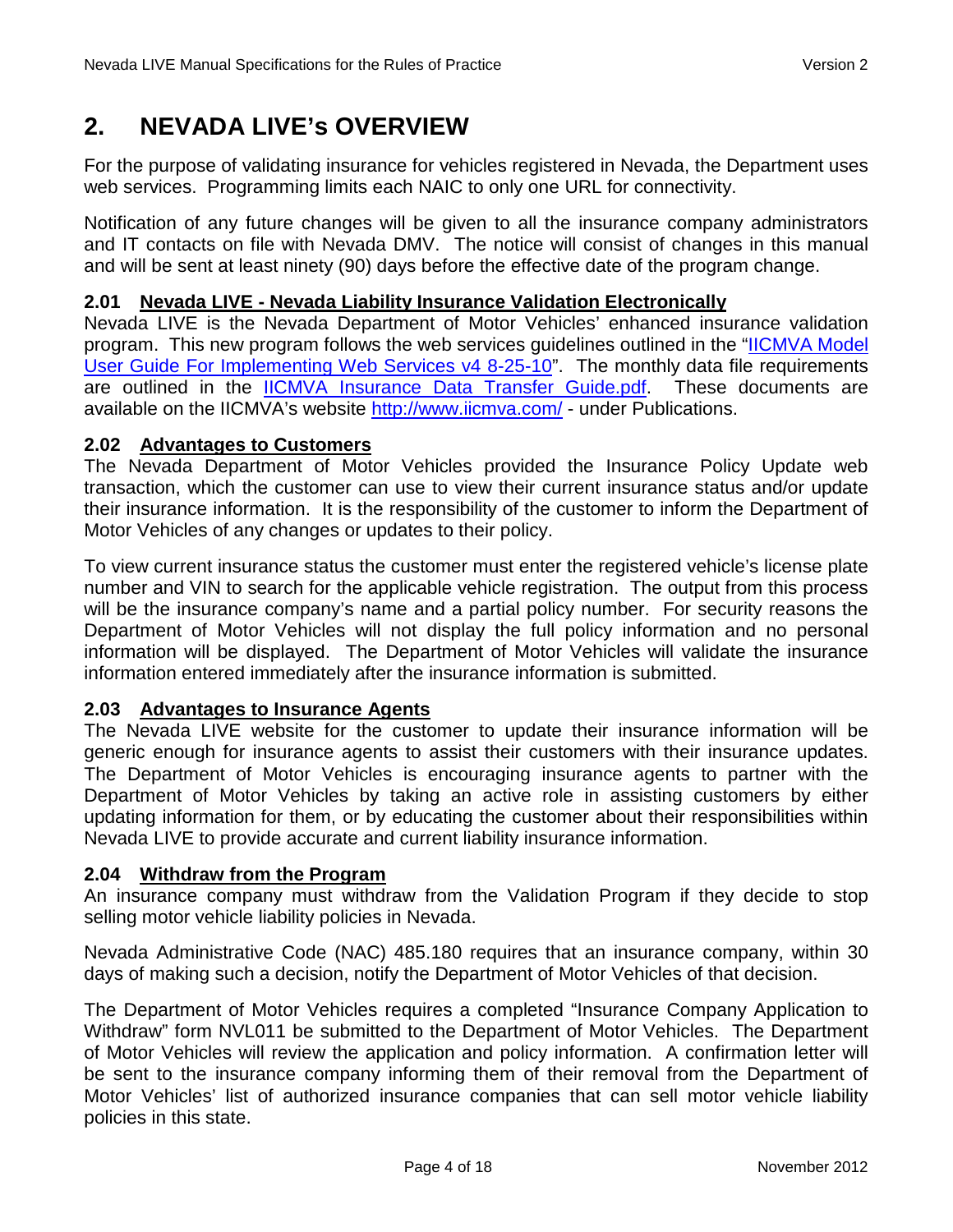# 2. NEVADA LIVE's OVERVIEW

For the purpose of validating insurance for vehicles registered in Nevada, the Department uses web services. Programming limits each NAIC to only one URL for connectivity.

Notification of any future changes will be given to all the insurance company administrators and IT contacts on file with Nevada DMV. The notice will consist of changes in this manual and will be sent at least ninety (90) days before the effective date of the program change.

### 2.01 Nevada LIVE - Nevada Liability Insurance Validation Electronically

Nevada LIVE is the Nevada Department of Motor Vehicles' enhanced insurance validation program. This new program follows the web services guidelines outlined in the "IICMVA Model User Guide For Implementing Web Services v4 8-25-10". The monthly data file requirements are outlined in the IICMVA Insurance Data Transfer Guide.pdf. These documents are available on the IICMVA's website http://www.iicmva.com/ - under Publications.

### 2.02 Advantages to Customers

The Nevada Department of Motor Vehicles provided the Insurance Policy Update web transaction, which the customer can use to view their current insurance status and/or update their insurance information. It is the responsibility of the customer to inform the Department of Motor Vehicles of any changes or updates to their policy.

To view current insurance status the customer must enter the registered vehicle's license plate number and VIN to search for the applicable vehicle registration. The output from this process will be the insurance company's name and a partial policy number. For security reasons the Department of Motor Vehicles will not display the full policy information and no personal information will be displayed. The Department of Motor Vehicles will validate the insurance information entered immediately after the insurance information is submitted.

### 2.03 Advantages to Insurance Agents

The Nevada LIVE website for the customer to update their insurance information will be generic enough for insurance agents to assist their customers with their insurance updates. The Department of Motor Vehicles is encouraging insurance agents to partner with the Department of Motor Vehicles by taking an active role in assisting customers by either updating information for them, or by educating the customer about their responsibilities within Nevada LIVE to provide accurate and current liability insurance information.

### 2.04 Withdraw from the Program

An insurance company must withdraw from the Validation Program if they decide to stop selling motor vehicle liability policies in Nevada.

Nevada Administrative Code (NAC) 485.180 requires that an insurance company, within 30 days of making such a decision, notify the Department of Motor Vehicles of that decision.

The Department of Motor Vehicles requires a completed "Insurance Company Application to Withdraw" form NVL011 be submitted to the Department of Motor Vehicles. The Department of Motor Vehicles will review the application and policy information. A confirmation letter will be sent to the insurance company informing them of their removal from the Department of Motor Vehicles' list of authorized insurance companies that can sell motor vehicle liability policies in this state.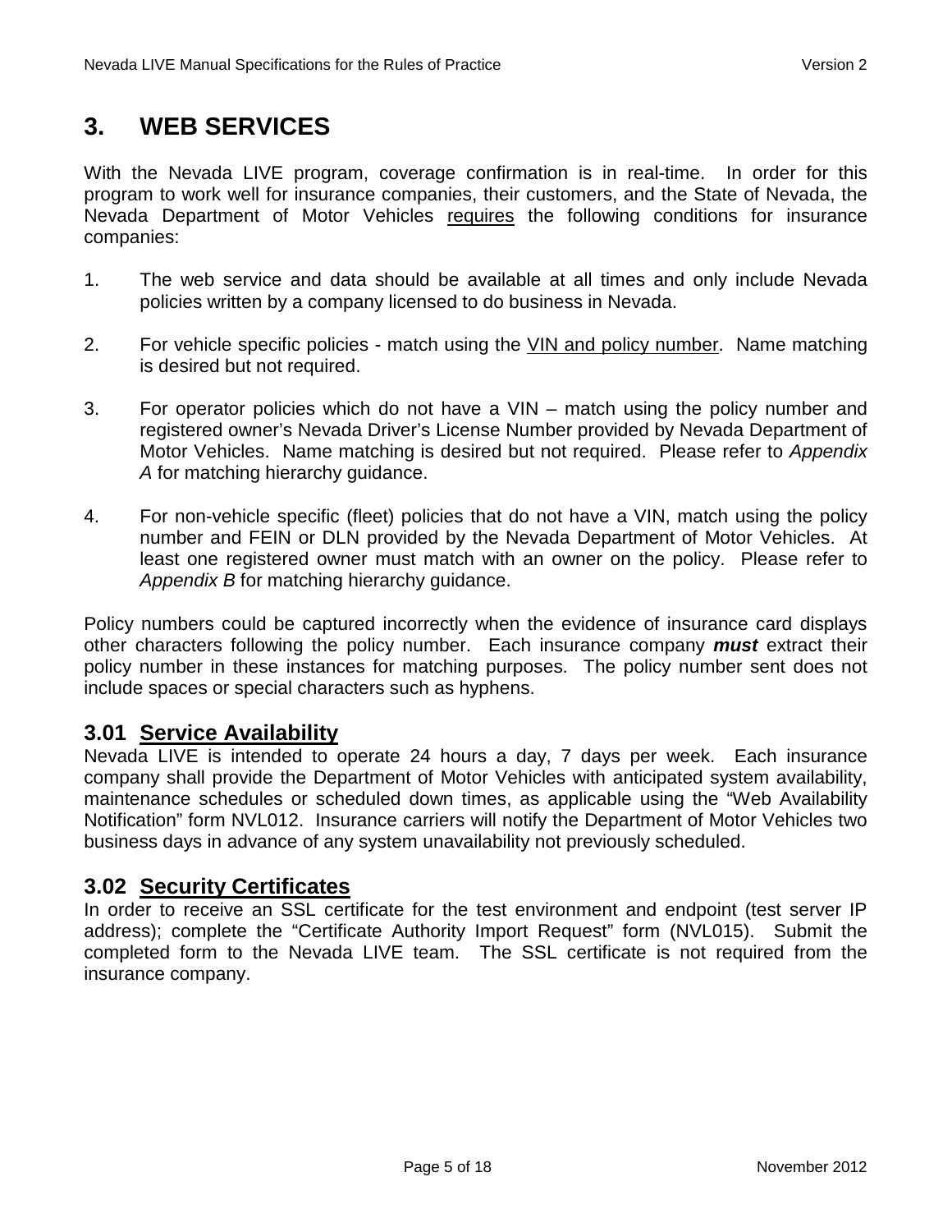# 3. WEB SERVICES

With the Nevada LIVE program, coverage confirmation is in real-time. In order for this program to work well for insurance companies, their customers, and the State of Nevada, the Nevada Department of Motor Vehicles <u>requires</u> the following conditions for insurance companies:

1. The web service and data should be available at all times and only include Nevada policies written by a company licensed to do business in Nevada.

2. For vehicle specific policies - match using the <u>VIN and policy number</u>. Name matching is desired but not required.

3. For operator policies which do not have a VIN – match using the policy number and registered owner's Nevada Driver's License Number provided by Nevada Department of Motor Vehicles. Name matching is desired but not required. Please refer to *Appendix A* for matching hierarchy guidance.

4. For non-vehicle specific (fleet) policies that do not have a VIN, match using the policy number and FEIN or DLN provided by the Nevada Department of Motor Vehicles. At least one registered owner must match with an owner on the policy. Please refer to *Appendix B* for matching hierarchy guidance.

Policy numbers could be captured incorrectly when the evidence of insurance card displays other characters following the policy number. Each insurance company ***must*** extract their policy number in these instances for matching purposes. The policy number sent does not include spaces or special characters such as hyphens.

## 3.01 <u>Service Availability</u>

Nevada LIVE is intended to operate 24 hours a day, 7 days per week. Each insurance company shall provide the Department of Motor Vehicles with anticipated system availability, maintenance schedules or scheduled down times, as applicable using the "Web Availability Notification" form NVL012. Insurance carriers will notify the Department of Motor Vehicles two business days in advance of any system unavailability not previously scheduled.

## 3.02 <u>Security Certificates</u>

In order to receive an SSL certificate for the test environment and endpoint (test server IP address); complete the "Certificate Authority Import Request" form (NVL015). Submit the completed form to the Nevada LIVE team. The SSL certificate is not required from the insurance company.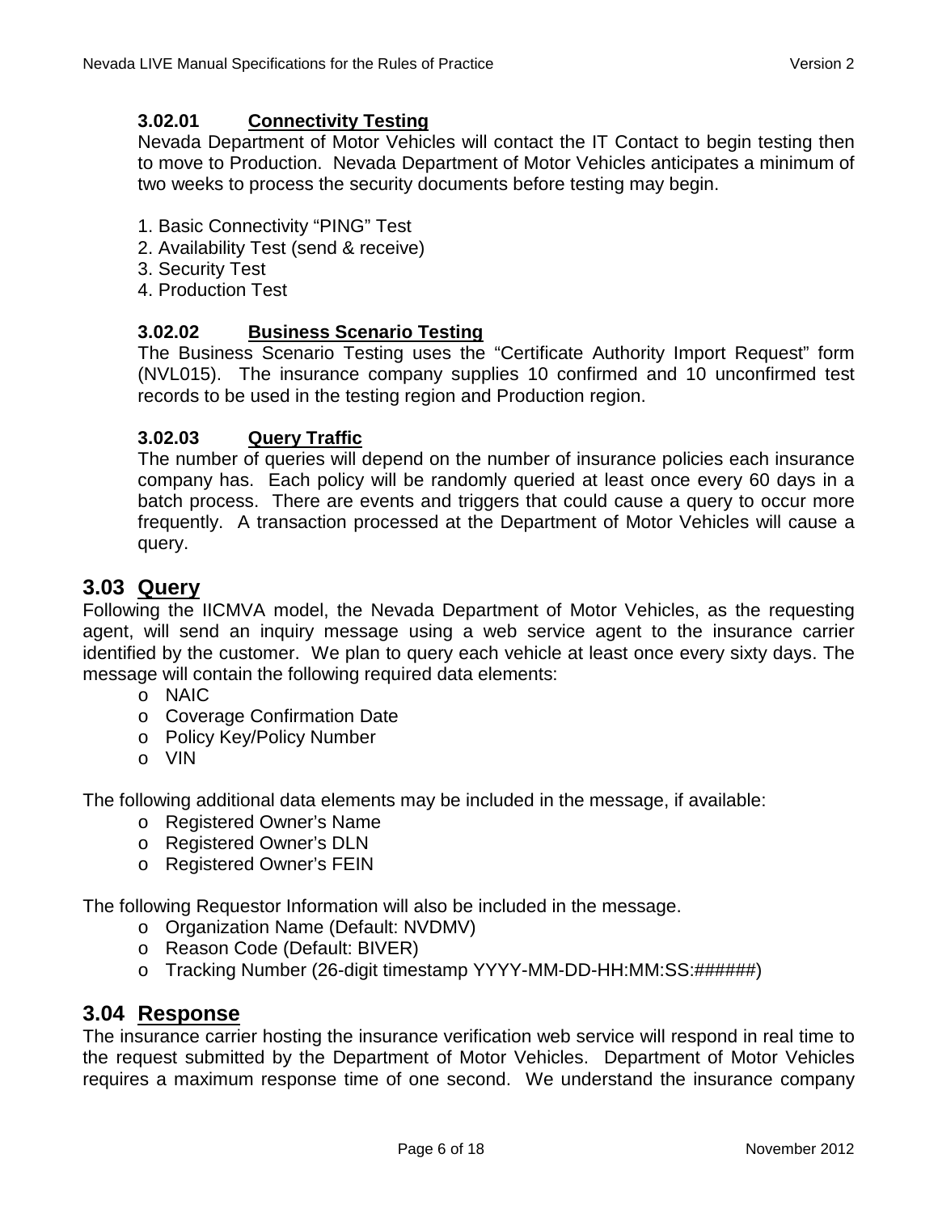#### 3.02.01 Connectivity Testing

Nevada Department of Motor Vehicles will contact the IT Contact to begin testing then to move to Production. Nevada Department of Motor Vehicles anticipates a minimum of two weeks to process the security documents before testing may begin.

1. Basic Connectivity "PING" Test
2. Availability Test (send & receive)
3. Security Test
4. Production Test

#### 3.02.02 Business Scenario Testing

The Business Scenario Testing uses the "Certificate Authority Import Request" form (NVL015). The insurance company supplies 10 confirmed and 10 unconfirmed test records to be used in the testing region and Production region.

#### 3.02.03 Query Traffic

The number of queries will depend on the number of insurance policies each insurance company has. Each policy will be randomly queried at least once every 60 days in a batch process. There are events and triggers that could cause a query to occur more frequently. A transaction processed at the Department of Motor Vehicles will cause a query.

## 3.03 Query

Following the IICMVA model, the Nevada Department of Motor Vehicles, as the requesting agent, will send an inquiry message using a web service agent to the insurance carrier identified by the customer. We plan to query each vehicle at least once every sixty days. The message will contain the following required data elements:

- NAIC
- Coverage Confirmation Date
- Policy Key/Policy Number
- VIN

The following additional data elements may be included in the message, if available:

- Registered Owner's Name
- Registered Owner's DLN
- Registered Owner's FEIN

The following Requestor Information will also be included in the message.

- Organization Name (Default: NVDMV)
- Reason Code (Default: BIVER)
- Tracking Number (26-digit timestamp YYYY-MM-DD-HH:MM:SS:######)

## 3.04 Response

The insurance carrier hosting the insurance verification web service will respond in real time to the request submitted by the Department of Motor Vehicles. Department of Motor Vehicles requires a maximum response time of one second. We understand the insurance company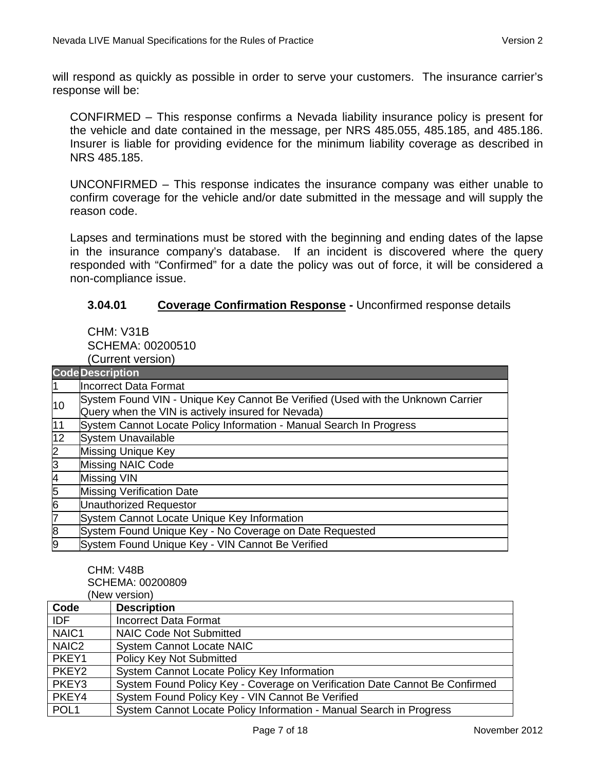will respond as quickly as possible in order to serve your customers. The insurance carrier's response will be:

CONFIRMED – This response confirms a Nevada liability insurance policy is present for the vehicle and date contained in the message, per NRS 485.055, 485.185, and 485.186. Insurer is liable for providing evidence for the minimum liability coverage as described in NRS 485.185.

UNCONFIRMED – This response indicates the insurance company was either unable to confirm coverage for the vehicle and/or date submitted in the message and will supply the reason code.

Lapses and terminations must be stored with the beginning and ending dates of the lapse in the insurance company's database. If an incident is discovered where the query responded with "Confirmed" for a date the policy was out of force, it will be considered a non-compliance issue.

### 3.04.01 Coverage Confirmation Response - Unconfirmed response details

CHM: V31B
SCHEMA: 00200510
(Current version)

| Code | Description |
|---|---|
| 1 | Incorrect Data Format |
| 10 | System Found VIN - Unique Key Cannot Be Verified (Used with the Unknown Carrier Query when the VIN is actively insured for Nevada) |
| 11 | System Cannot Locate Policy Information - Manual Search In Progress |
| 12 | System Unavailable |
| 2 | Missing Unique Key |
| 3 | Missing NAIC Code |
| 4 | Missing VIN |
| 5 | Missing Verification Date |
| 6 | Unauthorized Requestor |
| 7 | System Cannot Locate Unique Key Information |
| 8 | System Found Unique Key - No Coverage on Date Requested |
| 9 | System Found Unique Key - VIN Cannot Be Verified |

CHM: V48B
SCHEMA: 00200809
(New version)

| Code | Description |
|---|---|
| IDF | Incorrect Data Format |
| NAIC1 | NAIC Code Not Submitted |
| NAIC2 | System Cannot Locate NAIC |
| PKEY1 | Policy Key Not Submitted |
| PKEY2 | System Cannot Locate Policy Key Information |
| PKEY3 | System Found Policy Key - Coverage on Verification Date Cannot Be Confirmed |
| PKEY4 | System Found Policy Key - VIN Cannot Be Verified |
| POL1 | System Cannot Locate Policy Information - Manual Search in Progress |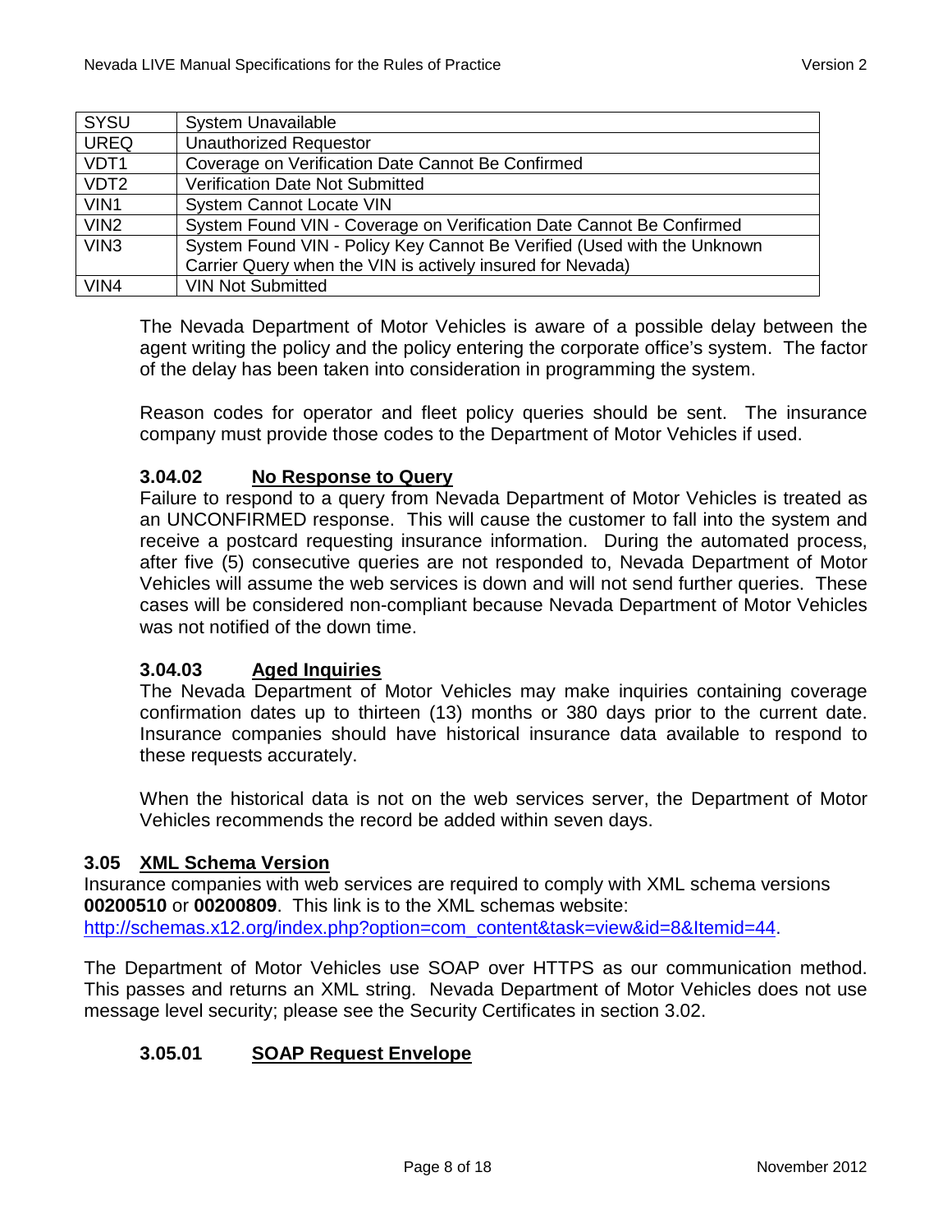| SYSU | System Unavailable |
|---|---|
| UREQ | Unauthorized Requestor |
| VDT1 | Coverage on Verification Date Cannot Be Confirmed |
| VDT2 | Verification Date Not Submitted |
| VIN1 | System Cannot Locate VIN |
| VIN2 | System Found VIN - Coverage on Verification Date Cannot Be Confirmed |
| VIN3 | System Found VIN - Policy Key Cannot Be Verified (Used with the Unknown Carrier Query when the VIN is actively insured for Nevada) |
| VIN4 | VIN Not Submitted |

The Nevada Department of Motor Vehicles is aware of a possible delay between the agent writing the policy and the policy entering the corporate office's system. The factor of the delay has been taken into consideration in programming the system.

Reason codes for operator and fleet policy queries should be sent. The insurance company must provide those codes to the Department of Motor Vehicles if used.

#### 3.04.02 No Response to Query

Failure to respond to a query from Nevada Department of Motor Vehicles is treated as an UNCONFIRMED response. This will cause the customer to fall into the system and receive a postcard requesting insurance information. During the automated process, after five (5) consecutive queries are not responded to, Nevada Department of Motor Vehicles will assume the web services is down and will not send further queries. These cases will be considered non-compliant because Nevada Department of Motor Vehicles was not notified of the down time.

#### 3.04.03 Aged Inquiries

The Nevada Department of Motor Vehicles may make inquiries containing coverage confirmation dates up to thirteen (13) months or 380 days prior to the current date. Insurance companies should have historical insurance data available to respond to these requests accurately.

When the historical data is not on the web services server, the Department of Motor Vehicles recommends the record be added within seven days.

### 3.05 XML Schema Version

Insurance companies with web services are required to comply with XML schema versions **00200510** or **00200809**. This link is to the XML schemas website: http://schemas.x12.org/index.php?option=com_content&task=view&id=8&Itemid=44.

The Department of Motor Vehicles use SOAP over HTTPS as our communication method. This passes and returns an XML string. Nevada Department of Motor Vehicles does not use message level security; please see the Security Certificates in section 3.02.

#### 3.05.01 SOAP Request Envelope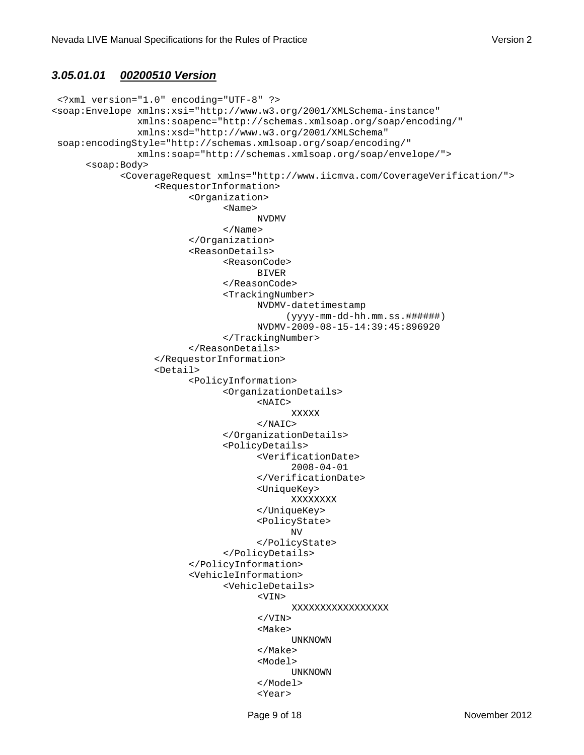### *3.05.01.01 00200510 Version*

```
 <?xml version="1.0" encoding="UTF-8" ?>
<soap:Envelope xmlns:xsi="http://www.w3.org/2001/XMLSchema-instance"
              xmlns:soapenc="http://schemas.xmlsoap.org/soap/encoding/"
              xmlns:xsd="http://www.w3.org/2001/XMLSchema"
 soap:encodingStyle="http://schemas.xmlsoap.org/soap/encoding/"
              xmlns:soap="http://schemas.xmlsoap.org/soap/envelope/">
      <soap:Body>
            <CoverageRequest xmlns="http://www.iicmva.com/CoverageVerification/">
                  <RequestorInformation>
                        <Organization>
                              <Name>
                                    NVDMV
                              </Name>
                        </Organization>
                        <ReasonDetails>
                              <ReasonCode>
                                    BIVER
                              </ReasonCode>
                              <TrackingNumber>
                                    NVDMV-datetimestamp
                                         (yyyy-mm-dd-hh.mm.ss.######)
                                    NVDMV-2009-08-15-14:39:45:896920
                              </TrackingNumber>
                        </ReasonDetails>
                  </RequestorInformation>
                  <Detail>
                        <PolicyInformation>
                              <OrganizationDetails>
                                    <NAIC>
                                          XXXXX
                                    </NAIC>
                              </OrganizationDetails>
                              <PolicyDetails>
                                    <VerificationDate>
                                          2008-04-01
                                    </VerificationDate>
                                    <UniqueKey>
                                          XXXXXXXX
                                    </UniqueKey>
                                    <PolicyState>
                                          NV
                                    </PolicyState>
                              </PolicyDetails>
                        </PolicyInformation>
                        <VehicleInformation>
                              <VehicleDetails>
                                    <VIN>
                                          XXXXXXXXXXXXXXXXX
                                    </VIN>
                                    <Make>
                                          UNKNOWN
                                    </Make>
                                    <Model>
                                          UNKNOWN
                                    </Model>
                                    <Year>
```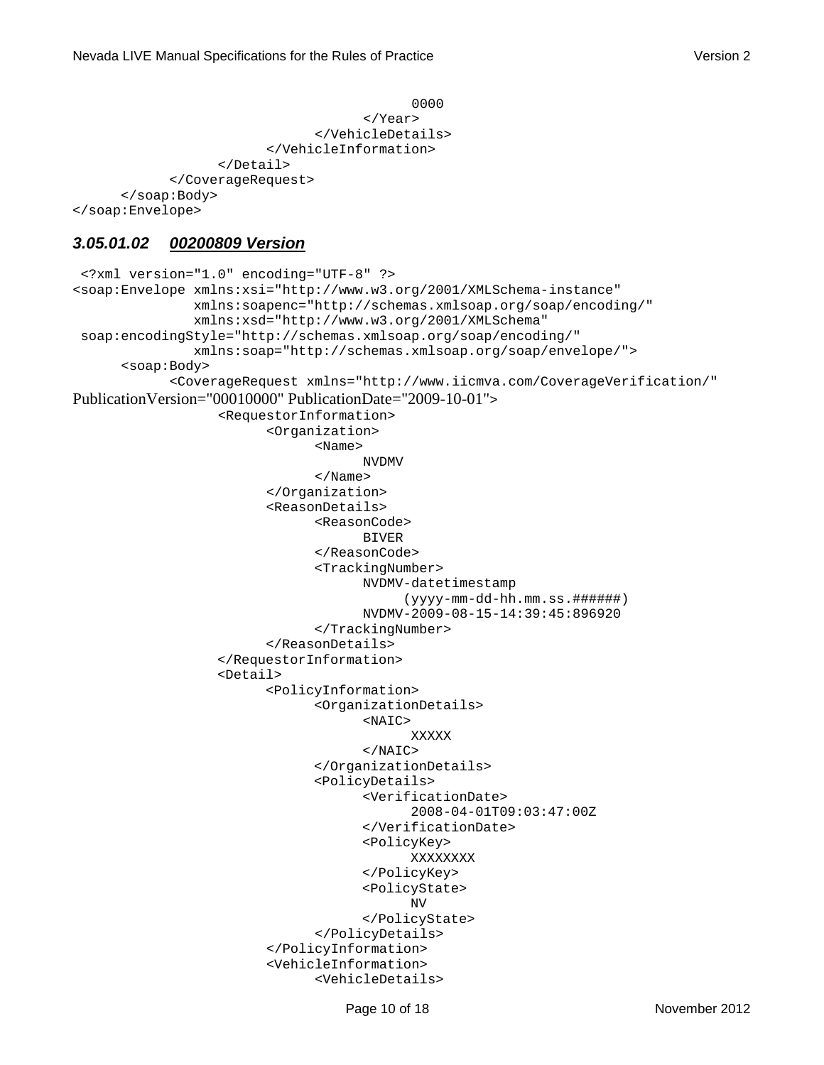```
                                        0000
                                  </Year>
                            </VehicleDetails>
                      </VehicleInformation>
                </Detail>
          </CoverageRequest>
     </soap:Body>
</soap:Envelope>
```

### *3.05.01.02 00200809 Version*

```
 <?xml version="1.0" encoding="UTF-8" ?>
<soap:Envelope xmlns:xsi="http://www.w3.org/2001/XMLSchema-instance"
              xmlns:soapenc="http://schemas.xmlsoap.org/soap/encoding/"
              xmlns:xsd="http://www.w3.org/2001/XMLSchema"
 soap:encodingStyle="http://schemas.xmlsoap.org/soap/encoding/"
              xmlns:soap="http://schemas.xmlsoap.org/soap/envelope/">
     <soap:Body>
          <CoverageRequest xmlns="http://www.iicmva.com/CoverageVerification/"
PublicationVersion="00010000" PublicationDate="2009-10-01">
                <RequestorInformation>
                      <Organization>
                            <Name>
                                  NVDMV
                            </Name>
                      </Organization>
                      <ReasonDetails>
                            <ReasonCode>
                                  BIVER
                            </ReasonCode>
                            <TrackingNumber>
                                  NVDMV-datetimestamp
                                       (yyyy-mm-dd-hh.mm.ss.######)
                                  NVDMV-2009-08-15-14:39:45:896920
                            </TrackingNumber>
                      </ReasonDetails>
                </RequestorInformation>
                <Detail>
                      <PolicyInformation>
                            <OrganizationDetails>
                                  <NAIC>
                                        XXXXX
                                  </NAIC>
                            </OrganizationDetails>
                            <PolicyDetails>
                                  <VerificationDate>
                                        2008-04-01T09:03:47:00Z
                                  </VerificationDate>
                                  <PolicyKey>
                                        XXXXXXXX
                                  </PolicyKey>
                                  <PolicyState>
                                        NV
                                  </PolicyState>
                            </PolicyDetails>
                      </PolicyInformation>
                      <VehicleInformation>
                            <VehicleDetails>
```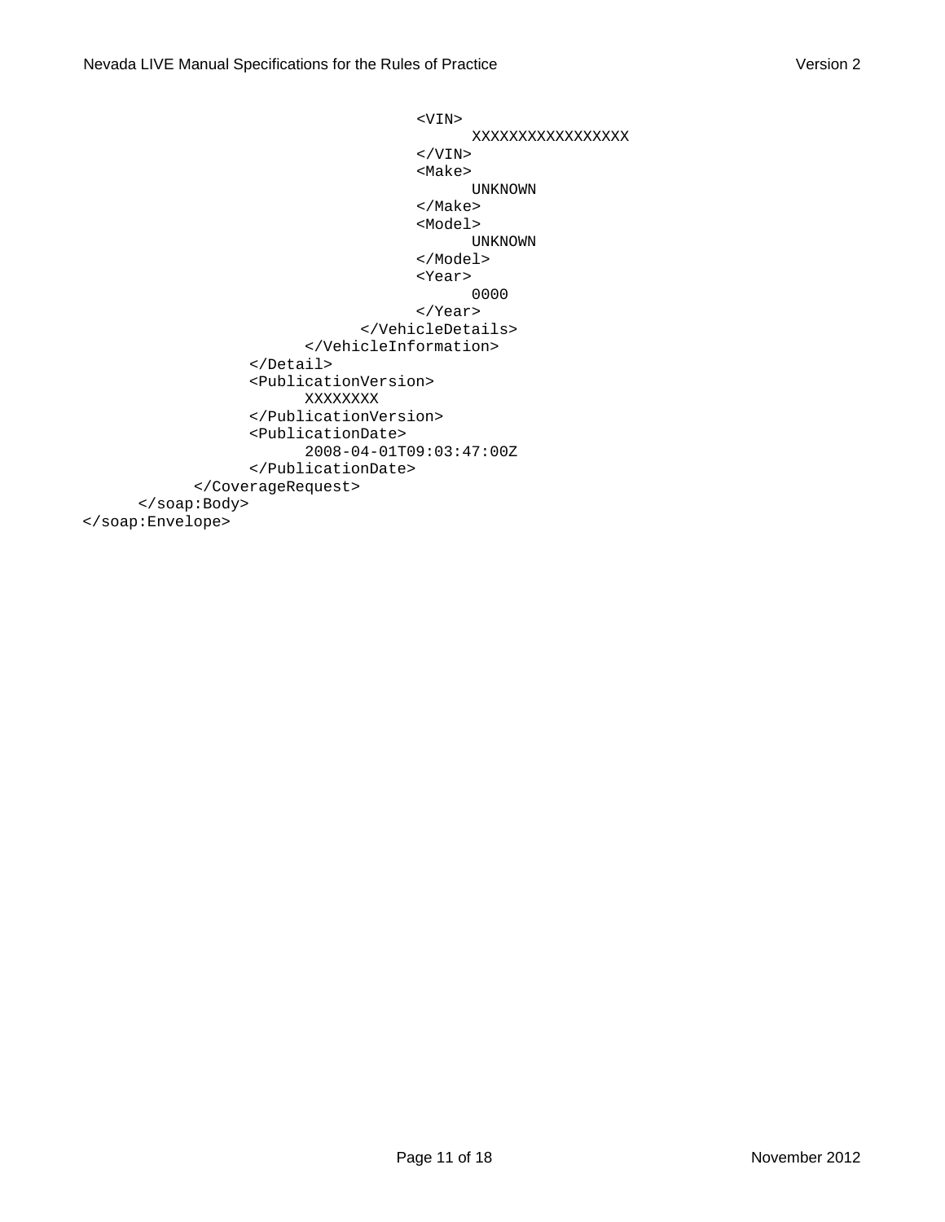```
                                        <VIN>
                                             XXXXXXXXXXXXXXXXX
                                        </VIN>
                                        <Make>
                                             UNKNOWN
                                        </Make>
                                        <Model>
                                             UNKNOWN
                                        </Model>
                                        <Year>
                                             0000
                                        </Year>
                                   </VehicleDetails>
                              </VehicleInformation>
                         </Detail>
                         <PublicationVersion>
                              XXXXXXXX
                         </PublicationVersion>
                         <PublicationDate>
                              2008-04-01T09:03:47:00Z
                         </PublicationDate>
                    </CoverageRequest>
          </soap:Body>
</soap:Envelope>
```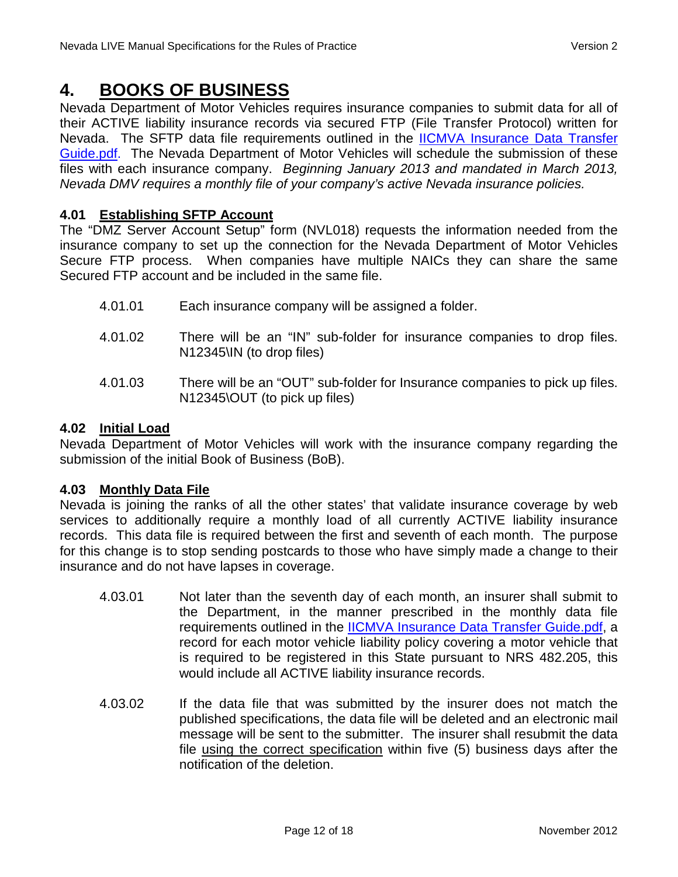# 4. BOOKS OF BUSINESS

Nevada Department of Motor Vehicles requires insurance companies to submit data for all of their ACTIVE liability insurance records via secured FTP (File Transfer Protocol) written for Nevada. The SFTP data file requirements outlined in the IICMVA Insurance Data Transfer Guide.pdf. The Nevada Department of Motor Vehicles will schedule the submission of these files with each insurance company. *Beginning January 2013 and mandated in March 2013, Nevada DMV requires a monthly file of your company's active Nevada insurance policies.*

### 4.01 Establishing SFTP Account

The "DMZ Server Account Setup" form (NVL018) requests the information needed from the insurance company to set up the connection for the Nevada Department of Motor Vehicles Secure FTP process. When companies have multiple NAICs they can share the same Secured FTP account and be included in the same file.

4.01.01 Each insurance company will be assigned a folder.

4.01.02 There will be an "IN" sub-folder for insurance companies to drop files. N12345\IN (to drop files)

4.01.03 There will be an "OUT" sub-folder for Insurance companies to pick up files. N12345\OUT (to pick up files)

### 4.02 Initial Load

Nevada Department of Motor Vehicles will work with the insurance company regarding the submission of the initial Book of Business (BoB).

### 4.03 Monthly Data File

Nevada is joining the ranks of all the other states' that validate insurance coverage by web services to additionally require a monthly load of all currently ACTIVE liability insurance records. This data file is required between the first and seventh of each month. The purpose for this change is to stop sending postcards to those who have simply made a change to their insurance and do not have lapses in coverage.

4.03.01 Not later than the seventh day of each month, an insurer shall submit to the Department, in the manner prescribed in the monthly data file requirements outlined in the IICMVA Insurance Data Transfer Guide.pdf, a record for each motor vehicle liability policy covering a motor vehicle that is required to be registered in this State pursuant to NRS 482.205, this would include all ACTIVE liability insurance records.

4.03.02 If the data file that was submitted by the insurer does not match the published specifications, the data file will be deleted and an electronic mail message will be sent to the submitter. The insurer shall resubmit the data file using the correct specification within five (5) business days after the notification of the deletion.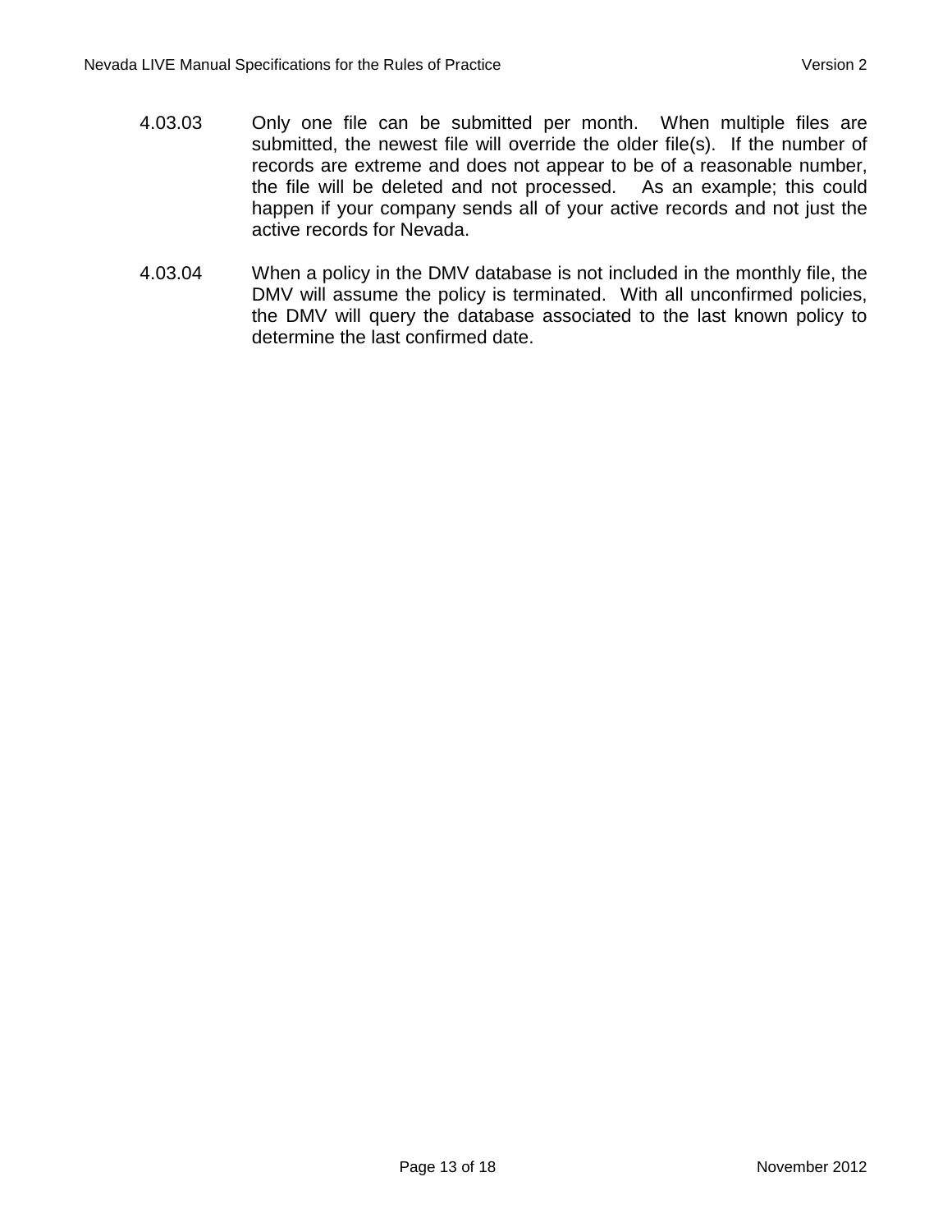4.03.03 Only one file can be submitted per month. When multiple files are submitted, the newest file will override the older file(s). If the number of records are extreme and does not appear to be of a reasonable number, the file will be deleted and not processed. As an example; this could happen if your company sends all of your active records and not just the active records for Nevada.

4.03.04 When a policy in the DMV database is not included in the monthly file, the DMV will assume the policy is terminated. With all unconfirmed policies, the DMV will query the database associated to the last known policy to determine the last confirmed date.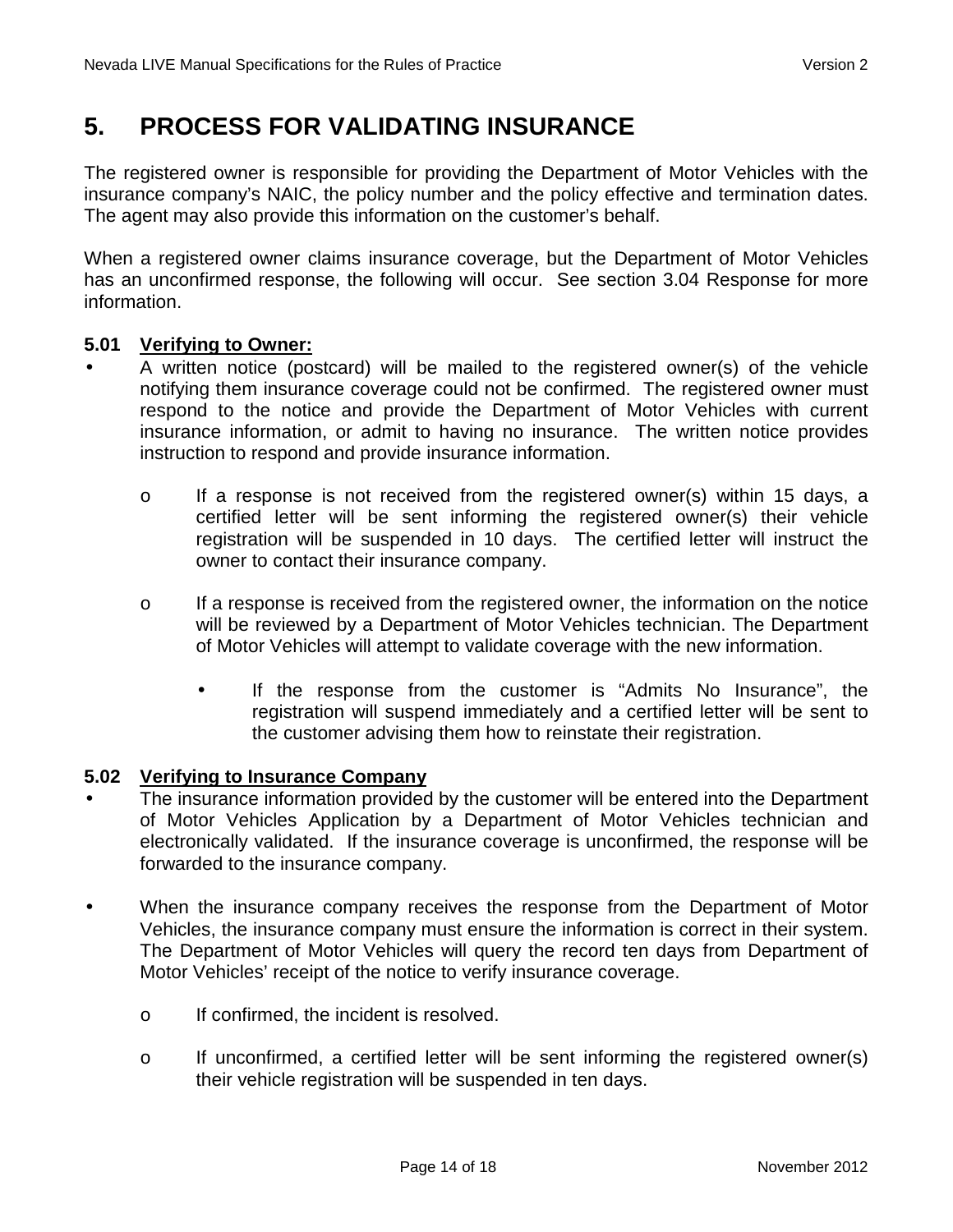# 5. PROCESS FOR VALIDATING INSURANCE

The registered owner is responsible for providing the Department of Motor Vehicles with the insurance company's NAIC, the policy number and the policy effective and termination dates. The agent may also provide this information on the customer's behalf.

When a registered owner claims insurance coverage, but the Department of Motor Vehicles has an unconfirmed response, the following will occur. See section 3.04 Response for more information.

### 5.01 <u>Verifying to Owner:</u>

- A written notice (postcard) will be mailed to the registered owner(s) of the vehicle notifying them insurance coverage could not be confirmed. The registered owner must respond to the notice and provide the Department of Motor Vehicles with current insurance information, or admit to having no insurance. The written notice provides instruction to respond and provide insurance information.
  - If a response is not received from the registered owner(s) within 15 days, a certified letter will be sent informing the registered owner(s) their vehicle registration will be suspended in 10 days. The certified letter will instruct the owner to contact their insurance company.
  - If a response is received from the registered owner, the information on the notice will be reviewed by a Department of Motor Vehicles technician. The Department of Motor Vehicles will attempt to validate coverage with the new information.
    - If the response from the customer is "Admits No Insurance", the registration will suspend immediately and a certified letter will be sent to the customer advising them how to reinstate their registration.

### 5.02 <u>Verifying to Insurance Company</u>

- The insurance information provided by the customer will be entered into the Department of Motor Vehicles Application by a Department of Motor Vehicles technician and electronically validated. If the insurance coverage is unconfirmed, the response will be forwarded to the insurance company.
- When the insurance company receives the response from the Department of Motor Vehicles, the insurance company must ensure the information is correct in their system. The Department of Motor Vehicles will query the record ten days from Department of Motor Vehicles' receipt of the notice to verify insurance coverage.
  - If confirmed, the incident is resolved.
  - If unconfirmed, a certified letter will be sent informing the registered owner(s) their vehicle registration will be suspended in ten days.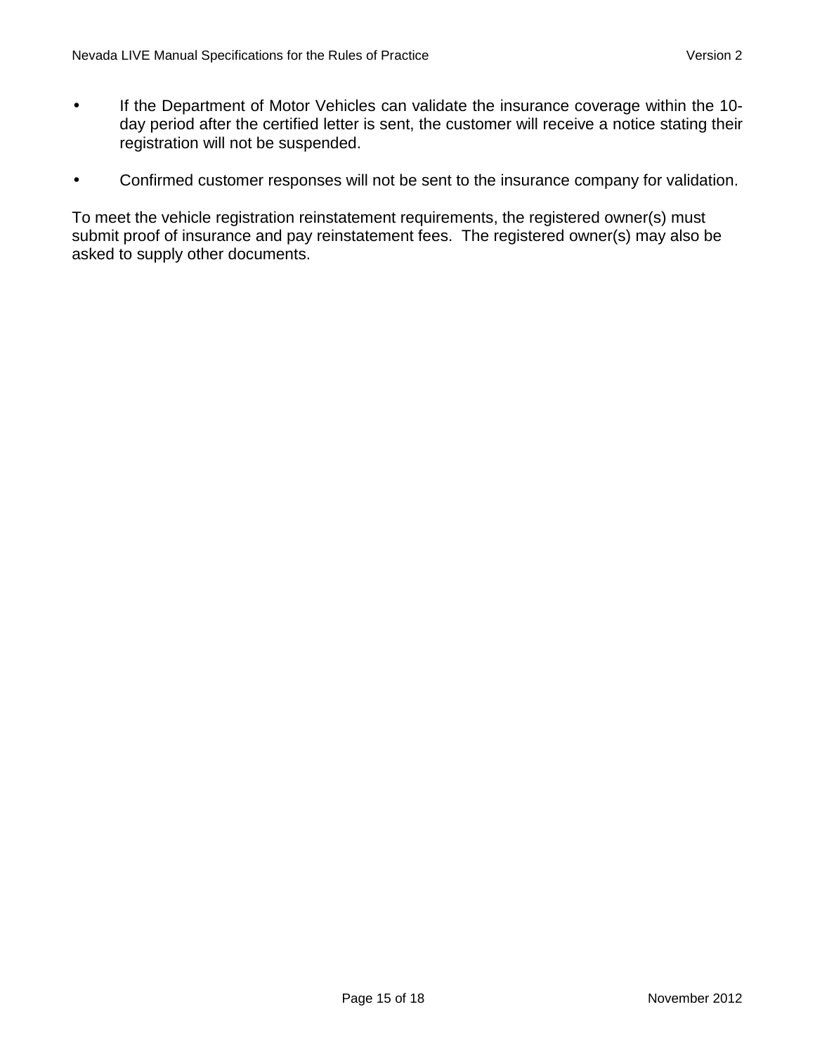- If the Department of Motor Vehicles can validate the insurance coverage within the 10-day period after the certified letter is sent, the customer will receive a notice stating their registration will not be suspended.

- Confirmed customer responses will not be sent to the insurance company for validation.

To meet the vehicle registration reinstatement requirements, the registered owner(s) must submit proof of insurance and pay reinstatement fees. The registered owner(s) may also be asked to supply other documents.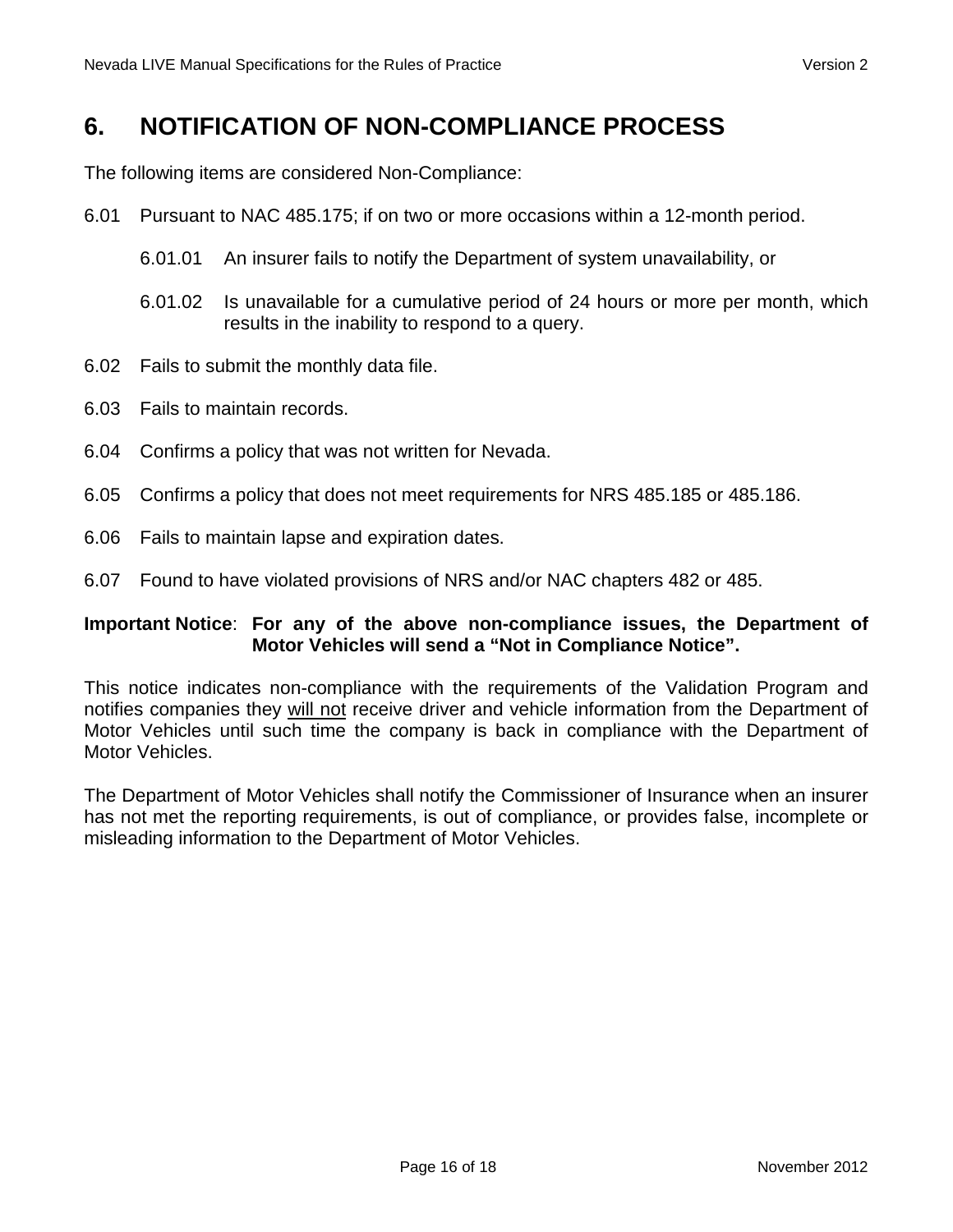# 6. NOTIFICATION OF NON-COMPLIANCE PROCESS

The following items are considered Non-Compliance:

6.01 Pursuant to NAC 485.175; if on two or more occasions within a 12-month period.

 6.01.01 An insurer fails to notify the Department of system unavailability, or

 6.01.02 Is unavailable for a cumulative period of 24 hours or more per month, which results in the inability to respond to a query.

6.02 Fails to submit the monthly data file.

6.03 Fails to maintain records.

6.04 Confirms a policy that was not written for Nevada.

6.05 Confirms a policy that does not meet requirements for NRS 485.185 or 485.186.

6.06 Fails to maintain lapse and expiration dates.

6.07 Found to have violated provisions of NRS and/or NAC chapters 482 or 485.

**Important Notice**: **For any of the above non-compliance issues, the Department of Motor Vehicles will send a "Not in Compliance Notice".**

This notice indicates non-compliance with the requirements of the Validation Program and notifies companies they <u>will not</u> receive driver and vehicle information from the Department of Motor Vehicles until such time the company is back in compliance with the Department of Motor Vehicles.

The Department of Motor Vehicles shall notify the Commissioner of Insurance when an insurer has not met the reporting requirements, is out of compliance, or provides false, incomplete or misleading information to the Department of Motor Vehicles.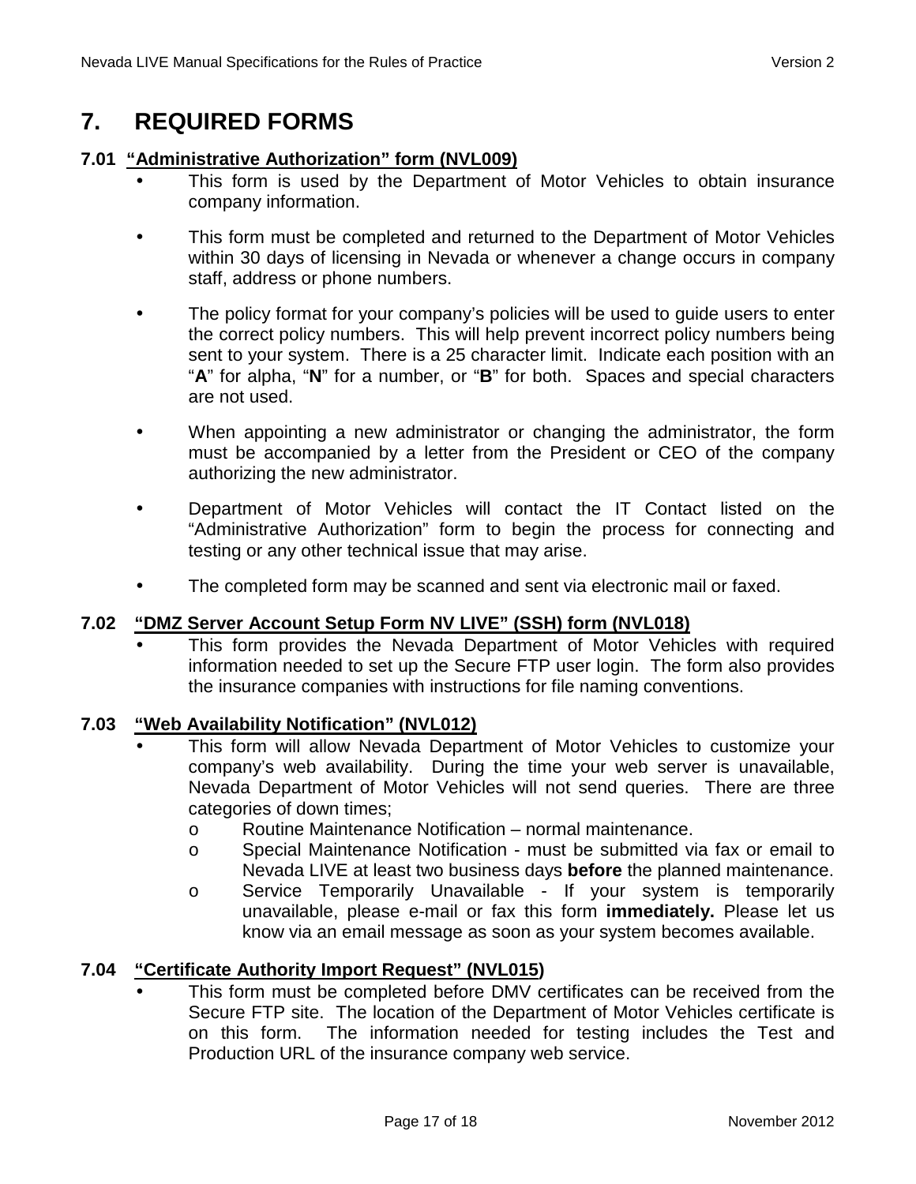# 7. REQUIRED FORMS

## 7.01 "Administrative Authorization" form (NVL009)

- This form is used by the Department of Motor Vehicles to obtain insurance company information.
- This form must be completed and returned to the Department of Motor Vehicles within 30 days of licensing in Nevada or whenever a change occurs in company staff, address or phone numbers.
- The policy format for your company's policies will be used to guide users to enter the correct policy numbers. This will help prevent incorrect policy numbers being sent to your system. There is a 25 character limit. Indicate each position with an "**A**" for alpha, "**N**" for a number, or "**B**" for both. Spaces and special characters are not used.
- When appointing a new administrator or changing the administrator, the form must be accompanied by a letter from the President or CEO of the company authorizing the new administrator.
- Department of Motor Vehicles will contact the IT Contact listed on the "Administrative Authorization" form to begin the process for connecting and testing or any other technical issue that may arise.
- The completed form may be scanned and sent via electronic mail or faxed.

## 7.02 "DMZ Server Account Setup Form NV LIVE" (SSH) form (NVL018)

- This form provides the Nevada Department of Motor Vehicles with required information needed to set up the Secure FTP user login. The form also provides the insurance companies with instructions for file naming conventions.

## 7.03 "Web Availability Notification" (NVL012)

- This form will allow Nevada Department of Motor Vehicles to customize your company's web availability. During the time your web server is unavailable, Nevada Department of Motor Vehicles will not send queries. There are three categories of down times;
  - Routine Maintenance Notification – normal maintenance.
  - Special Maintenance Notification - must be submitted via fax or email to Nevada LIVE at least two business days **before** the planned maintenance.
  - Service Temporarily Unavailable - If your system is temporarily unavailable, please e-mail or fax this form **immediately.** Please let us know via an email message as soon as your system becomes available.

## 7.04 "Certificate Authority Import Request" (NVL015)

- This form must be completed before DMV certificates can be received from the Secure FTP site. The location of the Department of Motor Vehicles certificate is on this form. The information needed for testing includes the Test and Production URL of the insurance company web service.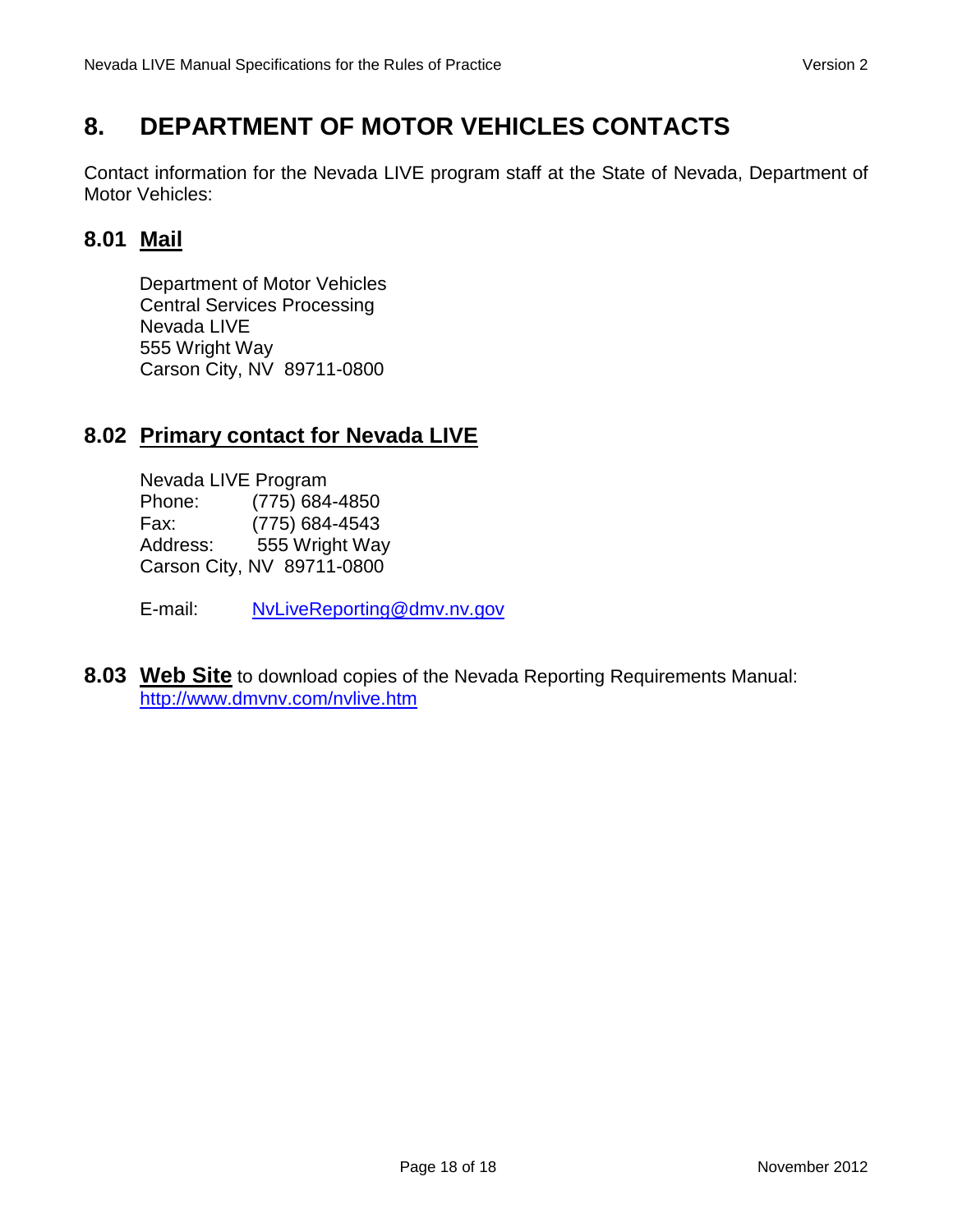# 8. DEPARTMENT OF MOTOR VEHICLES CONTACTS

Contact information for the Nevada LIVE program staff at the State of Nevada, Department of Motor Vehicles:

## 8.01 Mail

Department of Motor Vehicles
Central Services Processing
Nevada LIVE
555 Wright Way
Carson City, NV 89711-0800

## 8.02 Primary contact for Nevada LIVE

Nevada LIVE Program
Phone: (775) 684-4850
Fax: (775) 684-4543
Address: 555 Wright Way
Carson City, NV 89711-0800

E-mail: NvLiveReporting@dmv.nv.gov

**8.03 Web Site** to download copies of the Nevada Reporting Requirements Manual: http://www.dmvnv.com/nvlive.htm